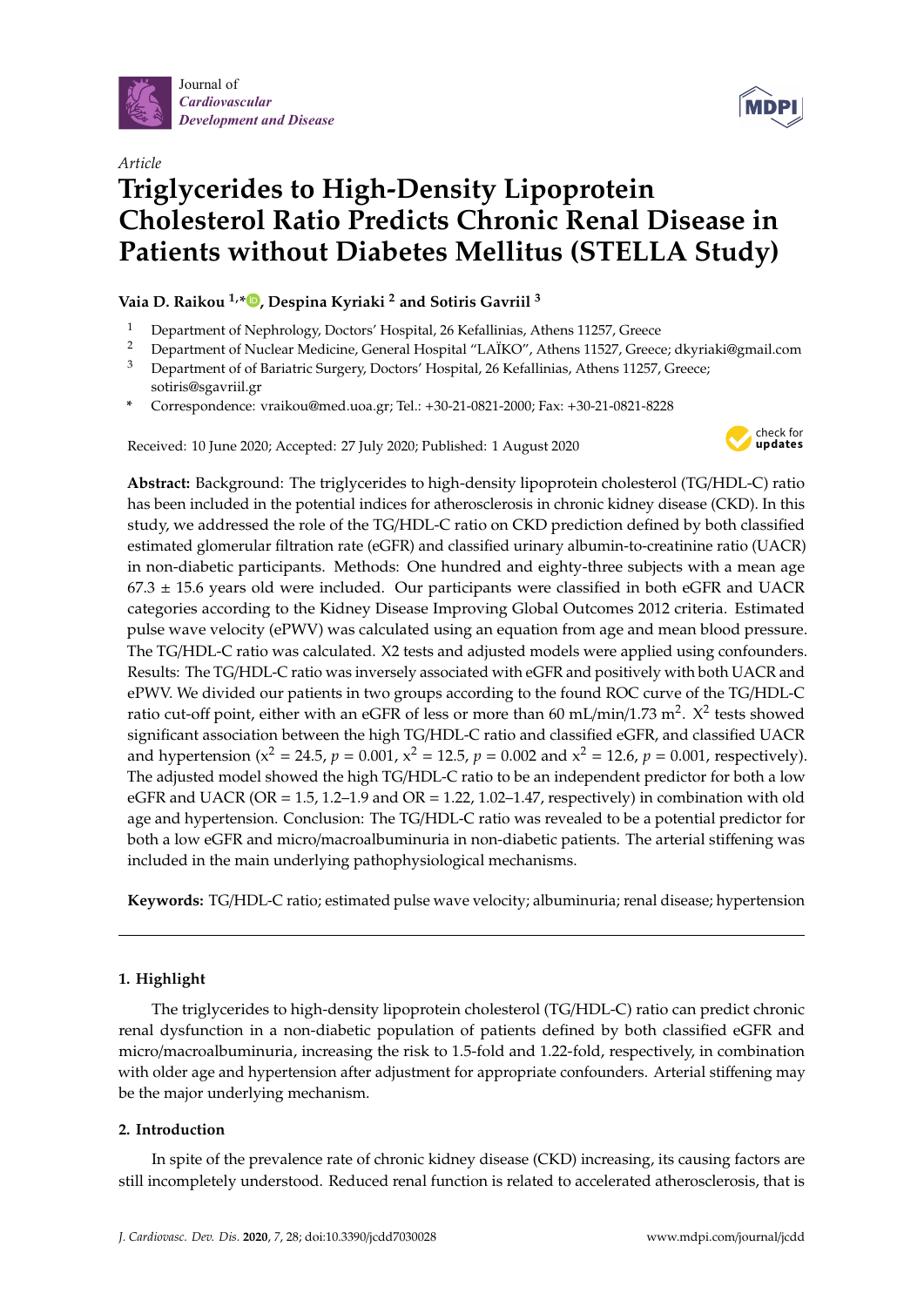*Article*

# Triglycerides to High-Density Lipoprotein Cholesterol Ratio Predicts Chronic Renal Disease in Patients without Diabetes Mellitus (STELLA Study)

**Vaia D. Raikou [1,*], Despina Kyriaki [2] and Sotiris Gavriil [3]**

[1] Department of Nephrology, Doctors' Hospital, 26 Kefallinias, Athens 11257, Greece
[2] Department of Nuclear Medicine, General Hospital "LAÏKO", Athens 11527, Greece; dkyriaki@gmail.com
[3] Department of of Bariatric Surgery, Doctors' Hospital, 26 Kefallinias, Athens 11257, Greece; sotiris@sgavriil.gr
\* Correspondence: vraikou@med.uoa.gr; Tel.: +30-21-0821-2000; Fax: +30-21-0821-8228

Received: 10 June 2020; Accepted: 27 July 2020; Published: 1 August 2020

**Abstract:** Background: The triglycerides to high-density lipoprotein cholesterol (TG/HDL-C) ratio has been included in the potential indices for atherosclerosis in chronic kidney disease (CKD). In this study, we addressed the role of the TG/HDL-C ratio on CKD prediction defined by both classified estimated glomerular filtration rate (eGFR) and classified urinary albumin-to-creatinine ratio (UACR) in non-diabetic participants. Methods: One hundred and eighty-three subjects with a mean age $67.3 \pm 15.6$ years old were included. Our participants were classified in both eGFR and UACR categories according to the Kidney Disease Improving Global Outcomes 2012 criteria. Estimated pulse wave velocity (ePWV) was calculated using an equation from age and mean blood pressure. The TG/HDL-C ratio was calculated. X2 tests and adjusted models were applied using confounders. Results: The TG/HDL-C ratio was inversely associated with eGFR and positively with both UACR and ePWV. We divided our patients in two groups according to the found ROC curve of the TG/HDL-C ratio cut-off point, either with an eGFR of less or more than 60 mL/min/1.73 $m^2$. $X^2$ tests showed significant association between the high TG/HDL-C ratio and classified eGFR, and classified UACR and hypertension ($x^2 = 24.5$, $p = 0.001$, $x^2 = 12.5$, $p = 0.002$ and $x^2 = 12.6$, $p = 0.001$, respectively). The adjusted model showed the high TG/HDL-C ratio to be an independent predictor for both a low eGFR and UACR (OR = 1.5, 1.2–1.9 and OR = 1.22, 1.02–1.47, respectively) in combination with old age and hypertension. Conclusion: The TG/HDL-C ratio was revealed to be a potential predictor for both a low eGFR and micro/macroalbuminuria in non-diabetic patients. The arterial stiffening was included in the main underlying pathophysiological mechanisms.

**Keywords:** TG/HDL-C ratio; estimated pulse wave velocity; albuminuria; renal disease; hypertension

## 1. Highlight

The triglycerides to high-density lipoprotein cholesterol (TG/HDL-C) ratio can predict chronic renal dysfunction in a non-diabetic population of patients defined by both classified eGFR and micro/macroalbuminuria, increasing the risk to 1.5-fold and 1.22-fold, respectively, in combination with older age and hypertension after adjustment for appropriate confounders. Arterial stiffening may be the major underlying mechanism.

## 2. Introduction

In spite of the prevalence rate of chronic kidney disease (CKD) increasing, its causing factors are still incompletely understood. Reduced renal function is related to accelerated atherosclerosis, that is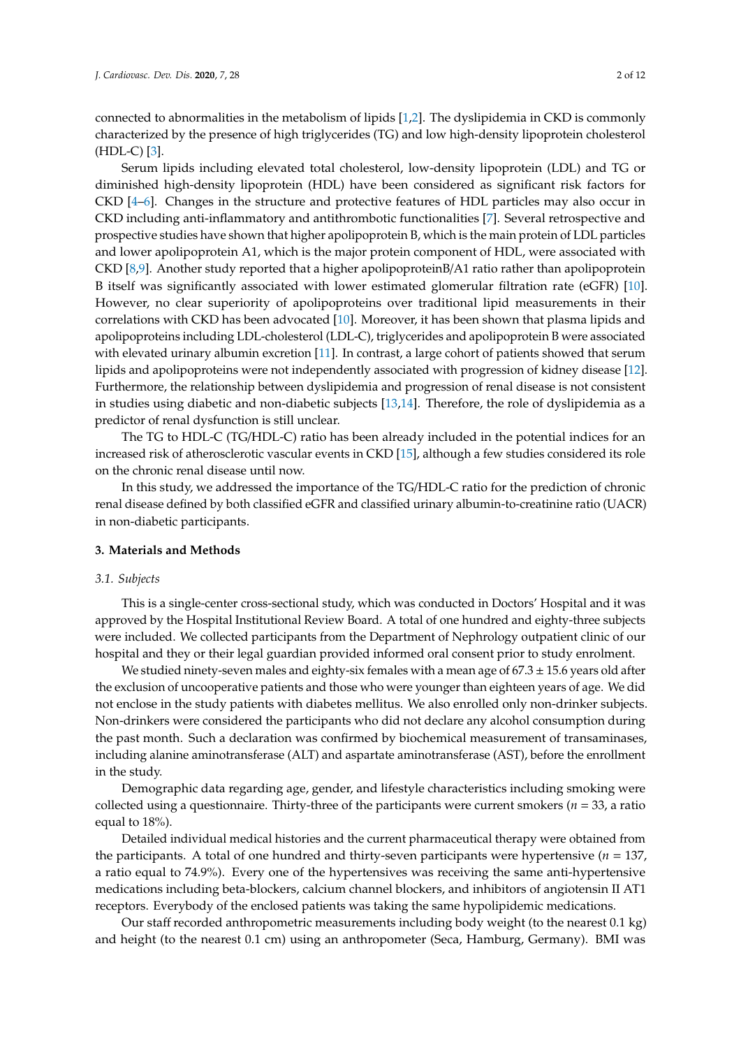connected to abnormalities in the metabolism of lipids [1,2]. The dyslipidemia in CKD is commonly characterized by the presence of high triglycerides (TG) and low high-density lipoprotein cholesterol (HDL-C) [3].

Serum lipids including elevated total cholesterol, low-density lipoprotein (LDL) and TG or diminished high-density lipoprotein (HDL) have been considered as significant risk factors for CKD [4–6]. Changes in the structure and protective features of HDL particles may also occur in CKD including anti-inflammatory and antithrombotic functionalities [7]. Several retrospective and prospective studies have shown that higher apolipoprotein B, which is the main protein of LDL particles and lower apolipoprotein A1, which is the major protein component of HDL, were associated with CKD [8,9]. Another study reported that a higher apolipoproteinB/A1 ratio rather than apolipoprotein B itself was significantly associated with lower estimated glomerular filtration rate (eGFR) [10]. However, no clear superiority of apolipoproteins over traditional lipid measurements in their correlations with CKD has been advocated [10]. Moreover, it has been shown that plasma lipids and apolipoproteins including LDL-cholesterol (LDL-C), triglycerides and apolipoprotein B were associated with elevated urinary albumin excretion [11]. In contrast, a large cohort of patients showed that serum lipids and apolipoproteins were not independently associated with progression of kidney disease [12]. Furthermore, the relationship between dyslipidemia and progression of renal disease is not consistent in studies using diabetic and non-diabetic subjects [13,14]. Therefore, the role of dyslipidemia as a predictor of renal dysfunction is still unclear.

The TG to HDL-C (TG/HDL-C) ratio has been already included in the potential indices for an increased risk of atherosclerotic vascular events in CKD [15], although a few studies considered its role on the chronic renal disease until now.

In this study, we addressed the importance of the TG/HDL-C ratio for the prediction of chronic renal disease defined by both classified eGFR and classified urinary albumin-to-creatinine ratio (UACR) in non-diabetic participants.

## 3. Materials and Methods

### *3.1. Subjects*

This is a single-center cross-sectional study, which was conducted in Doctors' Hospital and it was approved by the Hospital Institutional Review Board. A total of one hundred and eighty-three subjects were included. We collected participants from the Department of Nephrology outpatient clinic of our hospital and they or their legal guardian provided informed oral consent prior to study enrolment.

We studied ninety-seven males and eighty-six females with a mean age of 67.3 ± 15.6 years old after the exclusion of uncooperative patients and those who were younger than eighteen years of age. We did not enclose in the study patients with diabetes mellitus. We also enrolled only non-drinker subjects. Non-drinkers were considered the participants who did not declare any alcohol consumption during the past month. Such a declaration was confirmed by biochemical measurement of transaminases, including alanine aminotransferase (ALT) and aspartate aminotransferase (AST), before the enrollment in the study.

Demographic data regarding age, gender, and lifestyle characteristics including smoking were collected using a questionnaire. Thirty-three of the participants were current smokers (*n* = 33, a ratio equal to 18%).

Detailed individual medical histories and the current pharmaceutical therapy were obtained from the participants. A total of one hundred and thirty-seven participants were hypertensive (*n* = 137, a ratio equal to 74.9%). Every one of the hypertensives was receiving the same anti-hypertensive medications including beta-blockers, calcium channel blockers, and inhibitors of angiotensin II AT1 receptors. Everybody of the enclosed patients was taking the same hypolipidemic medications.

Our staff recorded anthropometric measurements including body weight (to the nearest 0.1 kg) and height (to the nearest 0.1 cm) using an anthropometer (Seca, Hamburg, Germany). BMI was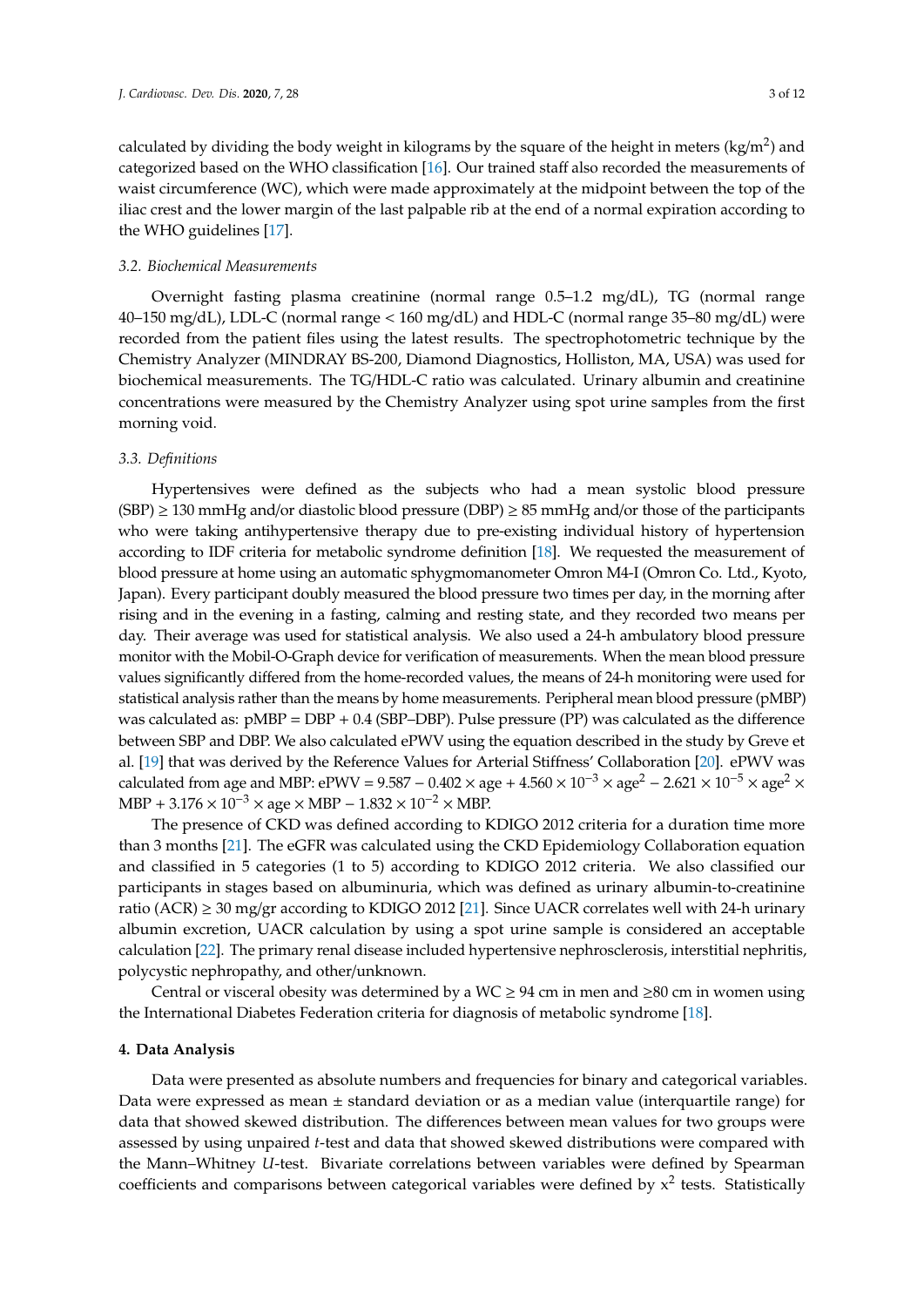calculated by dividing the body weight in kilograms by the square of the height in meters ($kg/m^2$) and categorized based on the WHO classification [16]. Our trained staff also recorded the measurements of waist circumference (WC), which were made approximately at the midpoint between the top of the iliac crest and the lower margin of the last palpable rib at the end of a normal expiration according to the WHO guidelines [17].

### 3.2. Biochemical Measurements

Overnight fasting plasma creatinine (normal range 0.5–1.2 mg/dL), TG (normal range 40–150 mg/dL), LDL-C (normal range < 160 mg/dL) and HDL-C (normal range 35–80 mg/dL) were recorded from the patient files using the latest results. The spectrophotometric technique by the Chemistry Analyzer (MINDRAY BS-200, Diamond Diagnostics, Holliston, MA, USA) was used for biochemical measurements. The TG/HDL-C ratio was calculated. Urinary albumin and creatinine concentrations were measured by the Chemistry Analyzer using spot urine samples from the first morning void.

### 3.3. Definitions

Hypertensives were defined as the subjects who had a mean systolic blood pressure (SBP) ≥ 130 mmHg and/or diastolic blood pressure (DBP) ≥ 85 mmHg and/or those of the participants who were taking antihypertensive therapy due to pre-existing individual history of hypertension according to IDF criteria for metabolic syndrome definition [18]. We requested the measurement of blood pressure at home using an automatic sphygmomanometer Omron M4-I (Omron Co. Ltd., Kyoto, Japan). Every participant doubly measured the blood pressure two times per day, in the morning after rising and in the evening in a fasting, calming and resting state, and they recorded two means per day. Their average was used for statistical analysis. We also used a 24-h ambulatory blood pressure monitor with the Mobil-O-Graph device for verification of measurements. When the mean blood pressure values significantly differed from the home-recorded values, the means of 24-h monitoring were used for statistical analysis rather than the means by home measurements. Peripheral mean blood pressure (pMBP) was calculated as: pMBP = DBP + 0.4 (SBP–DBP). Pulse pressure (PP) was calculated as the difference between SBP and DBP. We also calculated ePWV using the equation described in the study by Greve et al. [19] that was derived by the Reference Values for Arterial Stiffness' Collaboration [20]. ePWV was calculated from age and MBP: $ePWV = 9.587 - 0.402 \times age + 4.560 \times 10^{-3} \times age^2 - 2.621 \times 10^{-5} \times age^2 \times MBP + 3.176 \times 10^{-3} \times age \times MBP - 1.832 \times 10^{-2} \times MBP$.

The presence of CKD was defined according to KDIGO 2012 criteria for a duration time more than 3 months [21]. The eGFR was calculated using the CKD Epidemiology Collaboration equation and classified in 5 categories (1 to 5) according to KDIGO 2012 criteria. We also classified our participants in stages based on albuminuria, which was defined as urinary albumin-to-creatinine ratio (ACR) ≥ 30 mg/gr according to KDIGO 2012 [21]. Since UACR correlates well with 24-h urinary albumin excretion, UACR calculation by using a spot urine sample is considered an acceptable calculation [22]. The primary renal disease included hypertensive nephrosclerosis, interstitial nephritis, polycystic nephropathy, and other/unknown.

Central or visceral obesity was determined by a WC ≥ 94 cm in men and ≥80 cm in women using the International Diabetes Federation criteria for diagnosis of metabolic syndrome [18].

## 4. Data Analysis

Data were presented as absolute numbers and frequencies for binary and categorical variables. Data were expressed as mean ± standard deviation or as a median value (interquartile range) for data that showed skewed distribution. The differences between mean values for two groups were assessed by using unpaired *t*-test and data that showed skewed distributions were compared with the Mann–Whitney *U*-test. Bivariate correlations between variables were defined by Spearman coefficients and comparisons between categorical variables were defined by $x^2$ tests. Statistically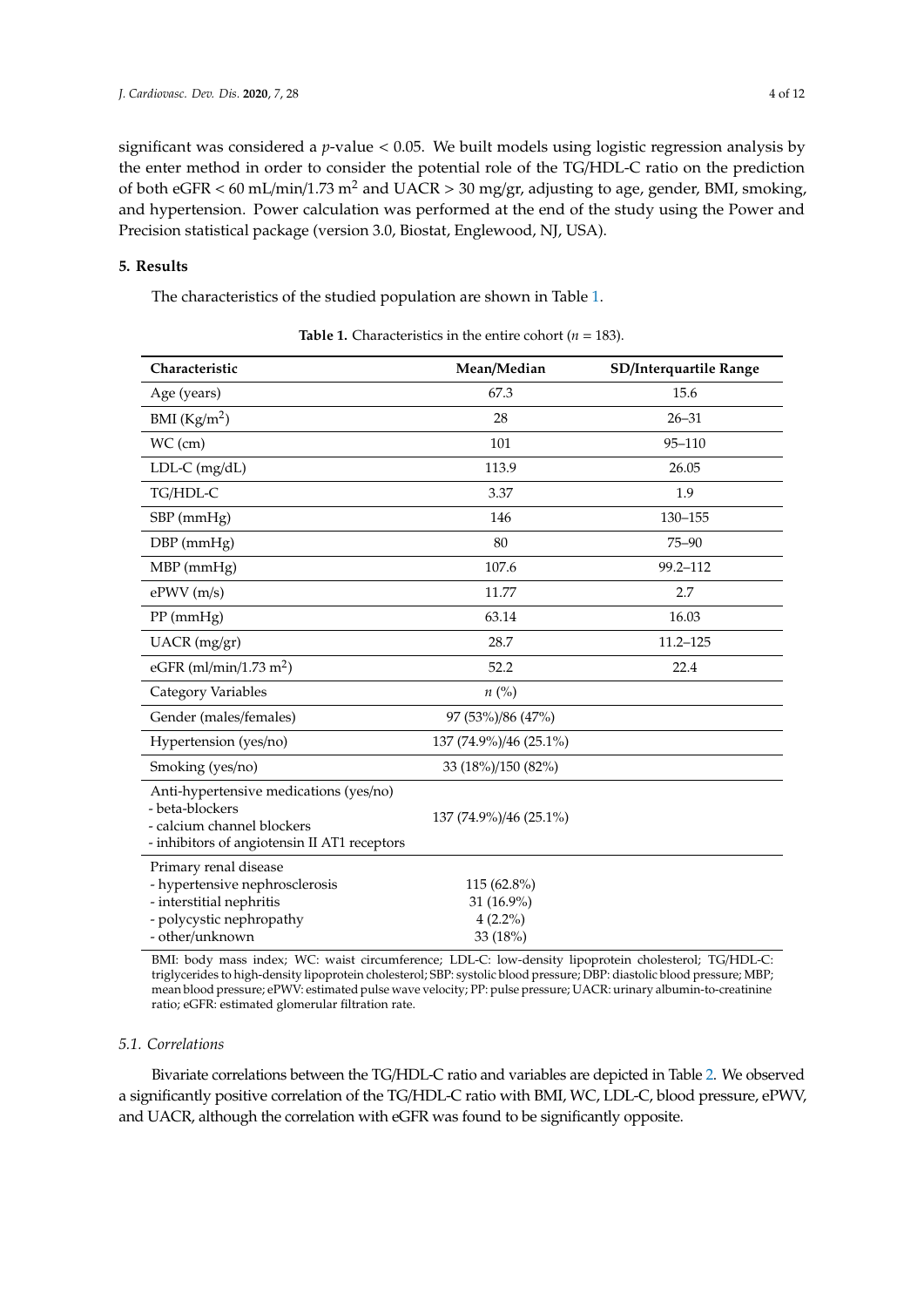significant was considered a $p$-value < 0.05. We built models using logistic regression analysis by the enter method in order to consider the potential role of the TG/HDL-C ratio on the prediction of both eGFR < 60 mL/min/1.73 $m^2$ and UACR > 30 mg/gr, adjusting to age, gender, BMI, smoking, and hypertension. Power calculation was performed at the end of the study using the Power and Precision statistical package (version 3.0, Biostat, Englewood, NJ, USA).

## 5. Results

The characteristics of the studied population are shown in Table 1.

**Table 1.** Characteristics in the entire cohort ($n$ = 183).

| Characteristic | Mean/Median | SD/Interquartile Range |
|---|---|---|
| Age (years) | 67.3 | 15.6 |
| BMI (Kg/$m^2$) | 28 | 26–31 |
| WC (cm) | 101 | 95–110 |
| LDL-C (mg/dL) | 113.9 | 26.05 |
| TG/HDL-C | 3.37 | 1.9 |
| SBP (mmHg) | 146 | 130–155 |
| DBP (mmHg) | 80 | 75–90 |
| MBP (mmHg) | 107.6 | 99.2–112 |
| ePWV (m/s) | 11.77 | 2.7 |
| PP (mmHg) | 63.14 | 16.03 |
| UACR (mg/gr) | 28.7 | 11.2–125 |
| eGFR (ml/min/1.73 $m^2$) | 52.2 | 22.4 |
| Category Variables | $n$ (%) | |
| Gender (males/females) | 97 (53%)/86 (47%) | |
| Hypertension (yes/no) | 137 (74.9%)/46 (25.1%) | |
| Smoking (yes/no) | 33 (18%)/150 (82%) | |
| Anti-hypertensive medications (yes/no)<br>- beta-blockers<br>- calcium channel blockers<br>- inhibitors of angiotensin II AT1 receptors | 137 (74.9%)/46 (25.1%) | |
| Primary renal disease<br>- hypertensive nephrosclerosis<br>- interstitial nephritis<br>- polycystic nephropathy<br>- other/unknown | <br>115 (62.8%)<br>31 (16.9%)<br>4 (2.2%)<br>33 (18%) | |

BMI: body mass index; WC: waist circumference; LDL-C: low-density lipoprotein cholesterol; TG/HDL-C: triglycerides to high-density lipoprotein cholesterol; SBP: systolic blood pressure; DBP: diastolic blood pressure; MBP: mean blood pressure; ePWV: estimated pulse wave velocity; PP: pulse pressure; UACR: urinary albumin-to-creatinine ratio; eGFR: estimated glomerular filtration rate.

### 5.1. Correlations

Bivariate correlations between the TG/HDL-C ratio and variables are depicted in Table 2. We observed a significantly positive correlation of the TG/HDL-C ratio with BMI, WC, LDL-C, blood pressure, ePWV, and UACR, although the correlation with eGFR was found to be significantly opposite.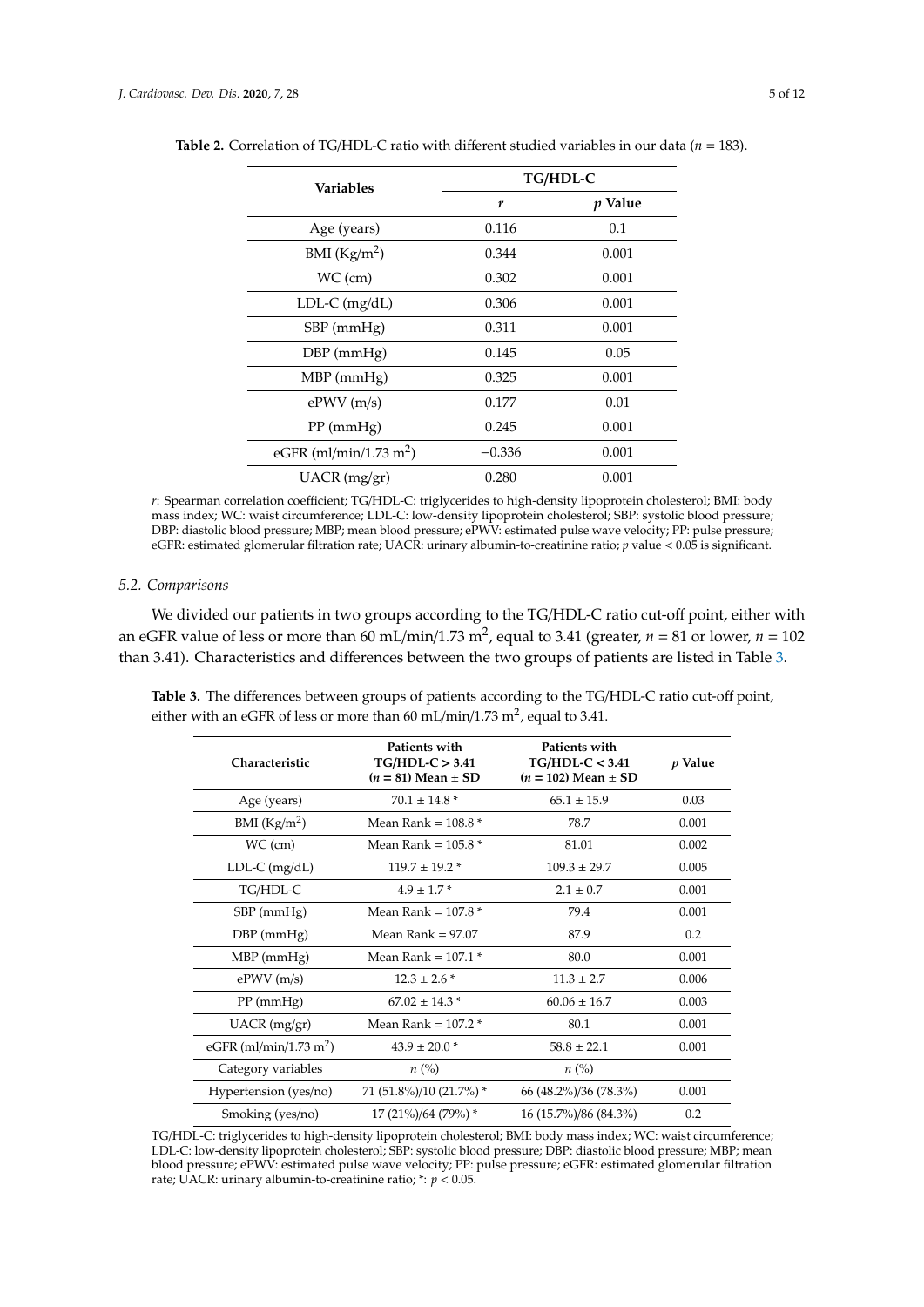**Table 2.** Correlation of TG/HDL-C ratio with different studied variables in our data ($n$ = 183).

| Variables | TG/HDL-C | |
|---|---|---|
| | $r$ | $p$ Value |
| Age (years) | 0.116 | 0.1 |
| BMI (Kg/m$^2$) | 0.344 | 0.001 |
| WC (cm) | 0.302 | 0.001 |
| LDL-C (mg/dL) | 0.306 | 0.001 |
| SBP (mmHg) | 0.311 | 0.001 |
| DBP (mmHg) | 0.145 | 0.05 |
| MBP (mmHg) | 0.325 | 0.001 |
| ePWV (m/s) | 0.177 | 0.01 |
| PP (mmHg) | 0.245 | 0.001 |
| eGFR (ml/min/1.73 m$^2$) | −0.336 | 0.001 |
| UACR (mg/gr) | 0.280 | 0.001 |

$r$: Spearman correlation coefficient; TG/HDL-C: triglycerides to high-density lipoprotein cholesterol; BMI: body mass index; WC: waist circumference; LDL-C: low-density lipoprotein cholesterol; SBP: systolic blood pressure; DBP: diastolic blood pressure; MBP; mean blood pressure; ePWV: estimated pulse wave velocity; PP: pulse pressure; eGFR: estimated glomerular filtration rate; UACR: urinary albumin-to-creatinine ratio; $p$ value < 0.05 is significant.

### 5.2. Comparisons

We divided our patients in two groups according to the TG/HDL-C ratio cut-off point, either with an eGFR value of less or more than 60 mL/min/1.73 m$^2$, equal to 3.41 (greater, $n$ = 81 or lower, $n$ = 102 than 3.41). Characteristics and differences between the two groups of patients are listed in Table 3.

**Table 3.** The differences between groups of patients according to the TG/HDL-C ratio cut-off point, either with an eGFR of less or more than 60 mL/min/1.73 m$^2$, equal to 3.41.

| Characteristic | Patients with TG/HDL-C > 3.41 ($n$ = 81) Mean ± SD | Patients with TG/HDL-C < 3.41 ($n$ = 102) Mean ± SD | $p$ Value |
|---|---|---|---|
| Age (years) | 70.1 ± 14.8 * | 65.1 ± 15.9 | 0.03 |
| BMI (Kg/m$^2$) | Mean Rank = 108.8 * | 78.7 | 0.001 |
| WC (cm) | Mean Rank = 105.8 * | 81.01 | 0.002 |
| LDL-C (mg/dL) | 119.7 ± 19.2 * | 109.3 ± 29.7 | 0.005 |
| TG/HDL-C | 4.9 ± 1.7 * | 2.1 ± 0.7 | 0.001 |
| SBP (mmHg) | Mean Rank = 107.8 * | 79.4 | 0.001 |
| DBP (mmHg) | Mean Rank = 97.07 | 87.9 | 0.2 |
| MBP (mmHg) | Mean Rank = 107.1 * | 80.0 | 0.001 |
| ePWV (m/s) | 12.3 ± 2.6 * | 11.3 ± 2.7 | 0.006 |
| PP (mmHg) | 67.02 ± 14.3 * | 60.06 ± 16.7 | 0.003 |
| UACR (mg/gr) | Mean Rank = 107.2 * | 80.1 | 0.001 |
| eGFR (ml/min/1.73 m$^2$) | 43.9 ± 20.0 * | 58.8 ± 22.1 | 0.001 |
| Category variables | $n$ (%) | $n$ (%) | |
| Hypertension (yes/no) | 71 (51.8%)/10 (21.7%) * | 66 (48.2%)/36 (78.3%) | 0.001 |
| Smoking (yes/no) | 17 (21%)/64 (79%) * | 16 (15.7%)/86 (84.3%) | 0.2 |

TG/HDL-C: triglycerides to high-density lipoprotein cholesterol; BMI: body mass index; WC: waist circumference; LDL-C: low-density lipoprotein cholesterol; SBP: systolic blood pressure; DBP: diastolic blood pressure; MBP; mean blood pressure; ePWV: estimated pulse wave velocity; PP: pulse pressure; eGFR: estimated glomerular filtration rate; UACR: urinary albumin-to-creatinine ratio; *: $p$ < 0.05.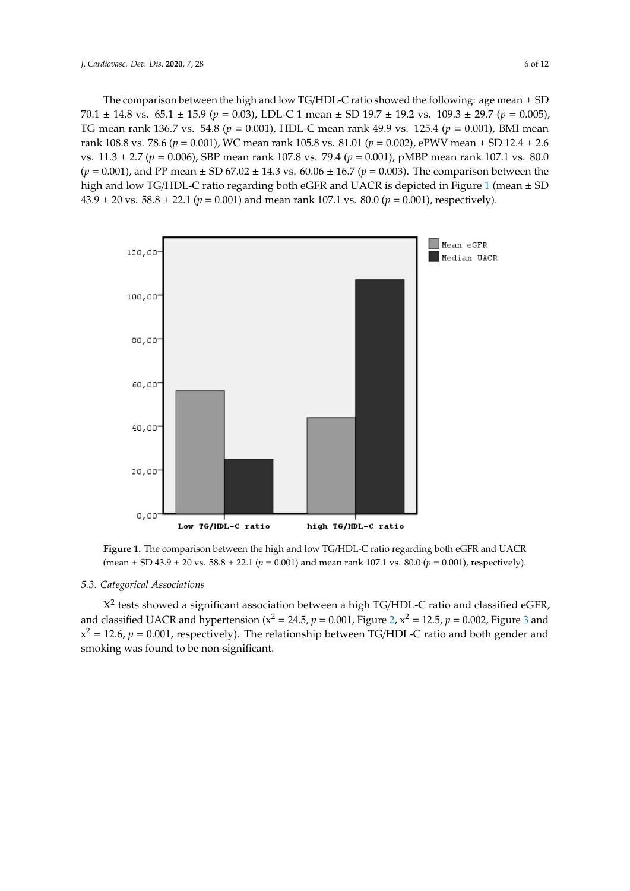The comparison between the high and low TG/HDL-C ratio showed the following: age mean ± SD 70.1 ± 14.8 vs. 65.1 ± 15.9 ($p$ = 0.03), LDL-C 1 mean ± SD 19.7 ± 19.2 vs. 109.3 ± 29.7 ($p$ = 0.005), TG mean rank 136.7 vs. 54.8 ($p$ = 0.001), HDL-C mean rank 49.9 vs. 125.4 ($p$ = 0.001), BMI mean rank 108.8 vs. 78.6 ($p$ = 0.001), WC mean rank 105.8 vs. 81.01 ($p$ = 0.002), ePWV mean ± SD 12.4 ± 2.6 vs. 11.3 ± 2.7 ($p$ = 0.006), SBP mean rank 107.8 vs. 79.4 ($p$ = 0.001), pMBP mean rank 107.1 vs. 80.0 ($p$ = 0.001), and PP mean ± SD 67.02 ± 14.3 vs. 60.06 ± 16.7 ($p$ = 0.003). The comparison between the high and low TG/HDL-C ratio regarding both eGFR and UACR is depicted in Figure 1 (mean ± SD 43.9 ± 20 vs. 58.8 ± 22.1 ($p$ = 0.001) and mean rank 107.1 vs. 80.0 ($p$ = 0.001), respectively).

**Figure 1.** The comparison between the high and low TG/HDL-C ratio regarding both eGFR and UACR (mean ± SD 43.9 ± 20 vs. 58.8 ± 22.1 ($p$ = 0.001) and mean rank 107.1 vs. 80.0 ($p$ = 0.001), respectively).

### 5.3. Categorical Associations

$X^2$ tests showed a significant association between a high TG/HDL-C ratio and classified eGFR, and classified UACR and hypertension ($x^2$ = 24.5, $p$ = 0.001, Figure 2, $x^2$ = 12.5, $p$ = 0.002, Figure 3 and $x^2$ = 12.6, $p$ = 0.001, respectively). The relationship between TG/HDL-C ratio and both gender and smoking was found to be non-significant.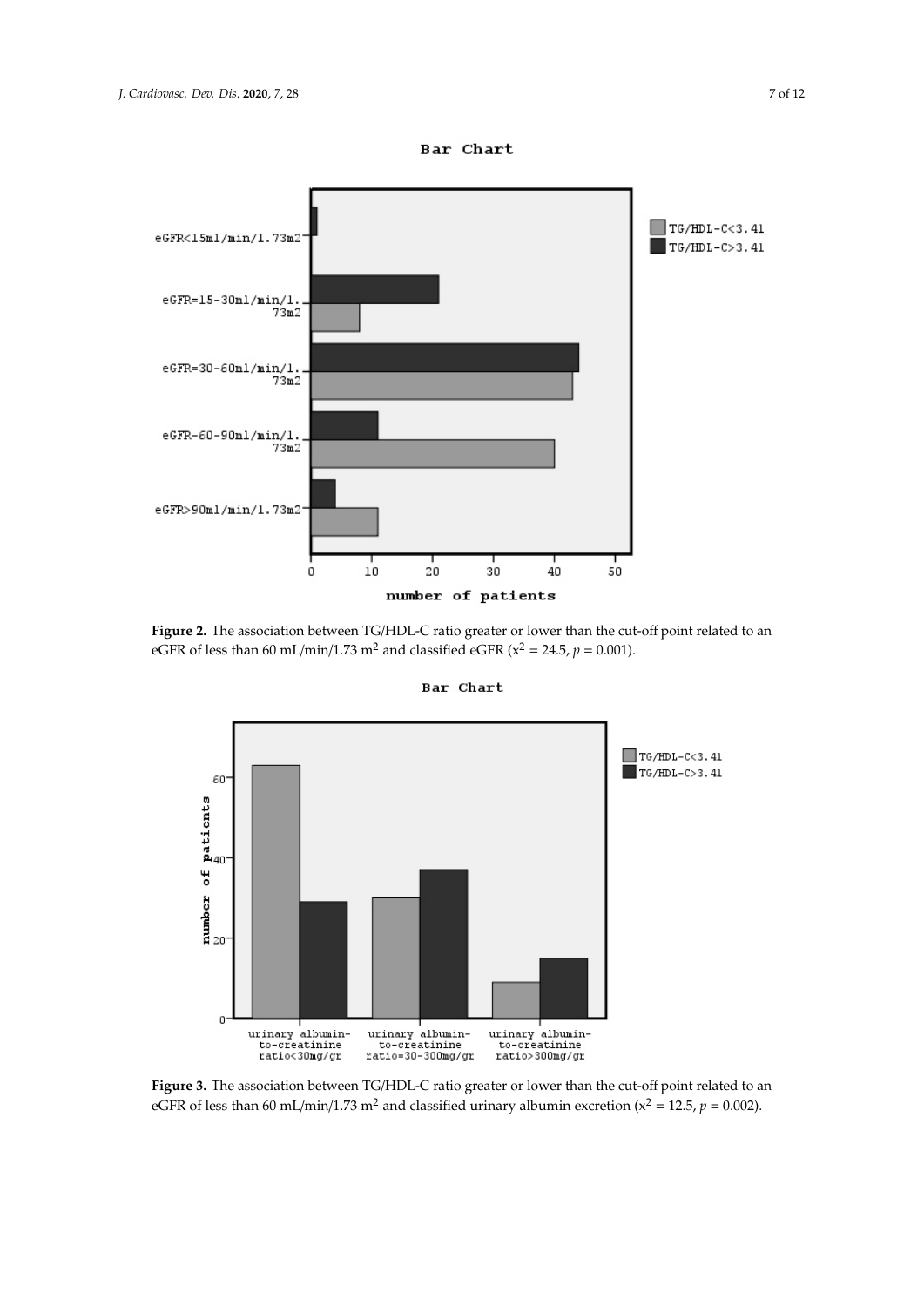**Figure 2.** The association between TG/HDL-C ratio greater or lower than the cut-off point related to an eGFR of less than 60 mL/min/1.73 $m^2$ and classified eGFR ($x^2 = 24.5$, $p = 0.001$).

**Figure 3.** The association between TG/HDL-C ratio greater or lower than the cut-off point related to an eGFR of less than 60 mL/min/1.73 $m^2$ and classified urinary albumin excretion ($x^2 = 12.5$, $p = 0.002$).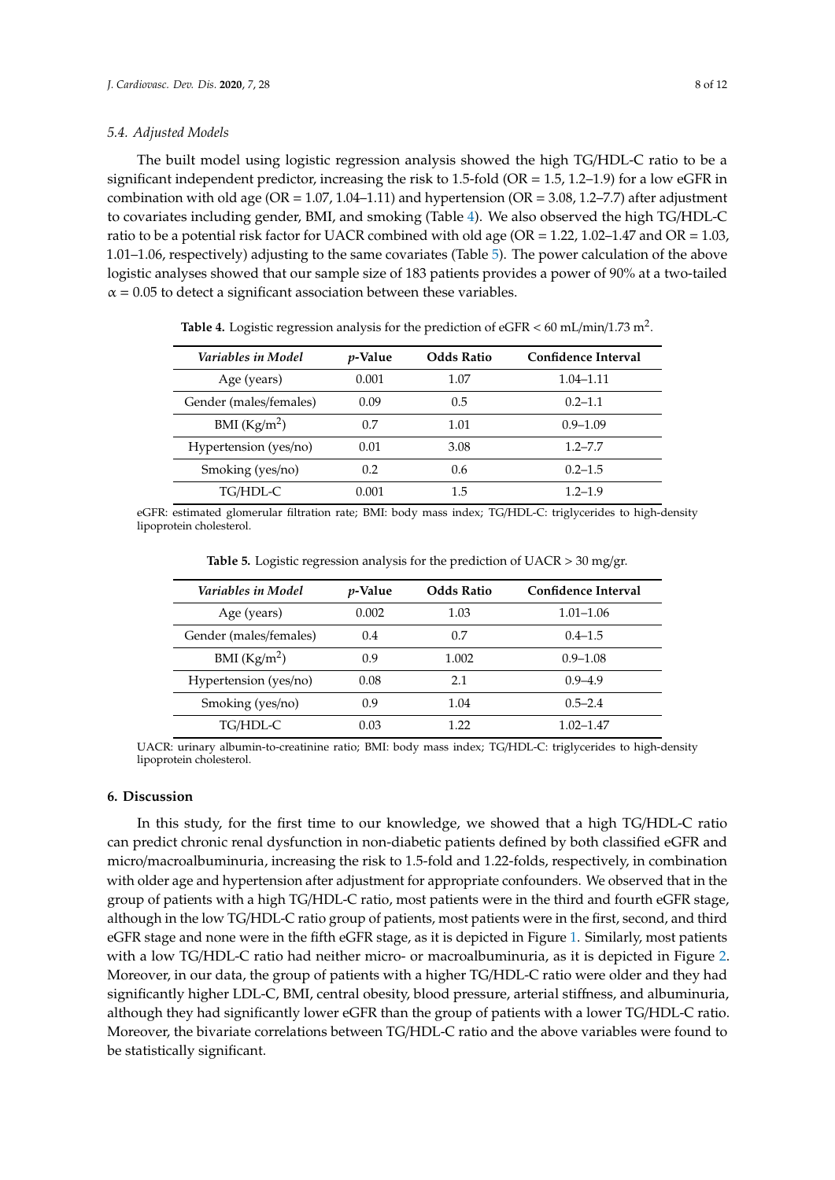### 5.4. Adjusted Models

The built model using logistic regression analysis showed the high TG/HDL-C ratio to be a significant independent predictor, increasing the risk to 1.5-fold (OR = 1.5, 1.2–1.9) for a low eGFR in combination with old age (OR = 1.07, 1.04–1.11) and hypertension (OR = 3.08, 1.2–7.7) after adjustment to covariates including gender, BMI, and smoking (Table 4). We also observed the high TG/HDL-C ratio to be a potential risk factor for UACR combined with old age (OR = 1.22, 1.02–1.47 and OR = 1.03, 1.01–1.06, respectively) adjusting to the same covariates (Table 5). The power calculation of the above logistic analyses showed that our sample size of 183 patients provides a power of 90% at a two-tailed $\alpha = 0.05$ to detect a significant association between these variables.

**Table 4.** Logistic regression analysis for the prediction of eGFR < 60 mL/min/1.73 $m^2$.

| *Variables in Model* | *p*-Value | Odds Ratio | Confidence Interval |
|---|---|---|---|
| Age (years) | 0.001 | 1.07 | 1.04–1.11 |
| Gender (males/females) | 0.09 | 0.5 | 0.2–1.1 |
| BMI (Kg/$m^2$) | 0.7 | 1.01 | 0.9–1.09 |
| Hypertension (yes/no) | 0.01 | 3.08 | 1.2–7.7 |
| Smoking (yes/no) | 0.2 | 0.6 | 0.2–1.5 |
| TG/HDL-C | 0.001 | 1.5 | 1.2–1.9 |

eGFR: estimated glomerular filtration rate; BMI: body mass index; TG/HDL-C: triglycerides to high-density lipoprotein cholesterol.

**Table 5.** Logistic regression analysis for the prediction of UACR > 30 mg/gr.

| *Variables in Model* | *p*-Value | Odds Ratio | Confidence Interval |
|---|---|---|---|
| Age (years) | 0.002 | 1.03 | 1.01–1.06 |
| Gender (males/females) | 0.4 | 0.7 | 0.4–1.5 |
| BMI (Kg/$m^2$) | 0.9 | 1.002 | 0.9–1.08 |
| Hypertension (yes/no) | 0.08 | 2.1 | 0.9–4.9 |
| Smoking (yes/no) | 0.9 | 1.04 | 0.5–2.4 |
| TG/HDL-C | 0.03 | 1.22 | 1.02–1.47 |

UACR: urinary albumin-to-creatinine ratio; BMI: body mass index; TG/HDL-C: triglycerides to high-density lipoprotein cholesterol.

## 6. Discussion

In this study, for the first time to our knowledge, we showed that a high TG/HDL-C ratio can predict chronic renal dysfunction in non-diabetic patients defined by both classified eGFR and micro/macroalbuminuria, increasing the risk to 1.5-fold and 1.22-folds, respectively, in combination with older age and hypertension after adjustment for appropriate confounders. We observed that in the group of patients with a high TG/HDL-C ratio, most patients were in the third and fourth eGFR stage, although in the low TG/HDL-C ratio group of patients, most patients were in the first, second, and third eGFR stage and none were in the fifth eGFR stage, as it is depicted in Figure 1. Similarly, most patients with a low TG/HDL-C ratio had neither micro- or macroalbuminuria, as it is depicted in Figure 2. Moreover, in our data, the group of patients with a higher TG/HDL-C ratio were older and they had significantly higher LDL-C, BMI, central obesity, blood pressure, arterial stiffness, and albuminuria, although they had significantly lower eGFR than the group of patients with a lower TG/HDL-C ratio. Moreover, the bivariate correlations between TG/HDL-C ratio and the above variables were found to be statistically significant.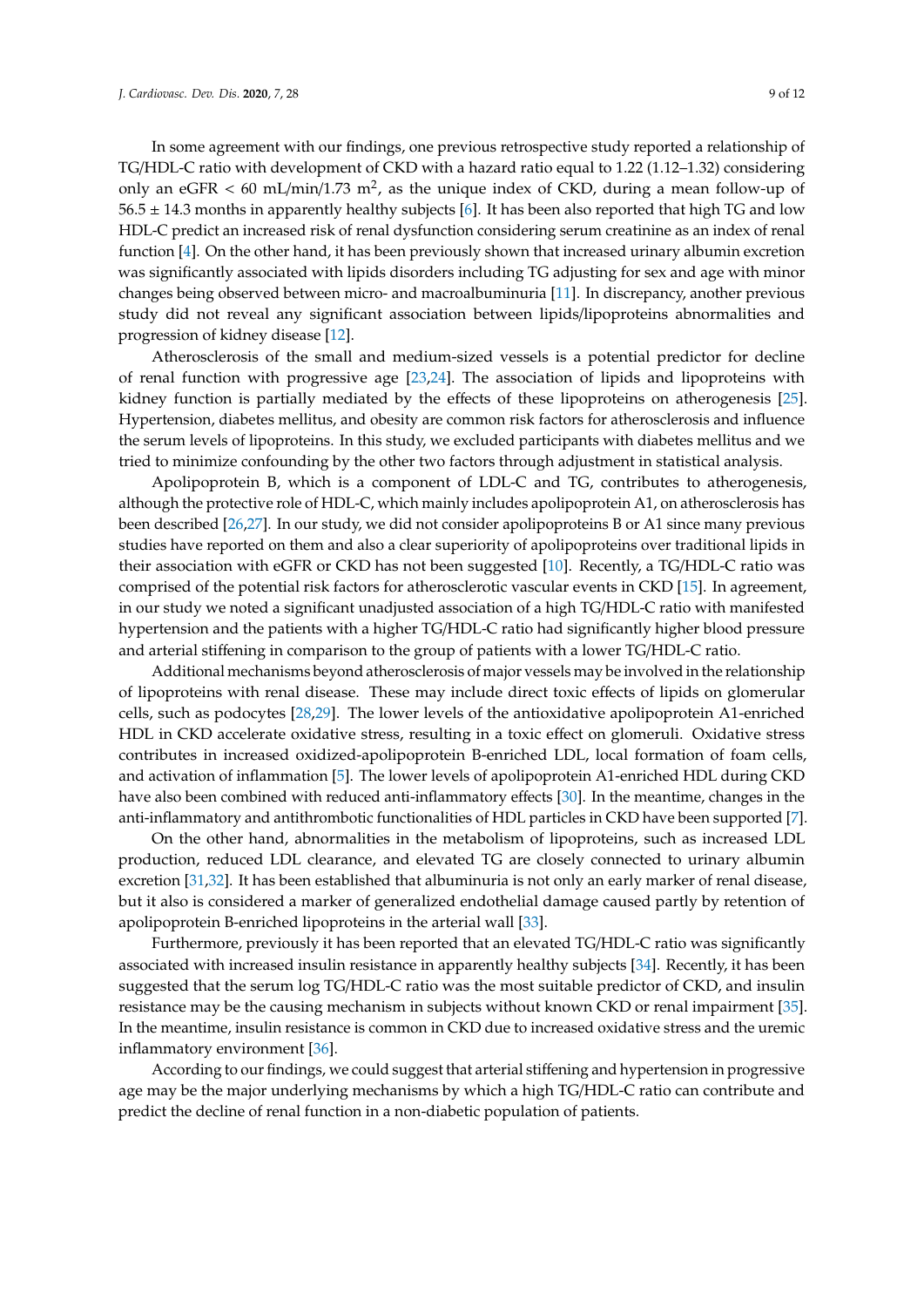In some agreement with our findings, one previous retrospective study reported a relationship of TG/HDL-C ratio with development of CKD with a hazard ratio equal to 1.22 (1.12–1.32) considering only an eGFR < 60 mL/min/1.73 $m^2$, as the unique index of CKD, during a mean follow-up of 56.5 ± 14.3 months in apparently healthy subjects [6]. It has been also reported that high TG and low HDL-C predict an increased risk of renal dysfunction considering serum creatinine as an index of renal function [4]. On the other hand, it has been previously shown that increased urinary albumin excretion was significantly associated with lipids disorders including TG adjusting for sex and age with minor changes being observed between micro- and macroalbuminuria [11]. In discrepancy, another previous study did not reveal any significant association between lipids/lipoproteins abnormalities and progression of kidney disease [12].

Atherosclerosis of the small and medium-sized vessels is a potential predictor for decline of renal function with progressive age [23,24]. The association of lipids and lipoproteins with kidney function is partially mediated by the effects of these lipoproteins on atherogenesis [25]. Hypertension, diabetes mellitus, and obesity are common risk factors for atherosclerosis and influence the serum levels of lipoproteins. In this study, we excluded participants with diabetes mellitus and we tried to minimize confounding by the other two factors through adjustment in statistical analysis.

Apolipoprotein B, which is a component of LDL-C and TG, contributes to atherogenesis, although the protective role of HDL-C, which mainly includes apolipoprotein A1, on atherosclerosis has been described [26,27]. In our study, we did not consider apolipoproteins B or A1 since many previous studies have reported on them and also a clear superiority of apolipoproteins over traditional lipids in their association with eGFR or CKD has not been suggested [10]. Recently, a TG/HDL-C ratio was comprised of the potential risk factors for atherosclerotic vascular events in CKD [15]. In agreement, in our study we noted a significant unadjusted association of a high TG/HDL-C ratio with manifested hypertension and the patients with a higher TG/HDL-C ratio had significantly higher blood pressure and arterial stiffening in comparison to the group of patients with a lower TG/HDL-C ratio.

Additional mechanisms beyond atherosclerosis of major vessels may be involved in the relationship of lipoproteins with renal disease. These may include direct toxic effects of lipids on glomerular cells, such as podocytes [28,29]. The lower levels of the antioxidative apolipoprotein A1-enriched HDL in CKD accelerate oxidative stress, resulting in a toxic effect on glomeruli. Oxidative stress contributes in increased oxidized-apolipoprotein B-enriched LDL, local formation of foam cells, and activation of inflammation [5]. The lower levels of apolipoprotein A1-enriched HDL during CKD have also been combined with reduced anti-inflammatory effects [30]. In the meantime, changes in the anti-inflammatory and antithrombotic functionalities of HDL particles in CKD have been supported [7].

On the other hand, abnormalities in the metabolism of lipoproteins, such as increased LDL production, reduced LDL clearance, and elevated TG are closely connected to urinary albumin excretion [31,32]. It has been established that albuminuria is not only an early marker of renal disease, but it also is considered a marker of generalized endothelial damage caused partly by retention of apolipoprotein B-enriched lipoproteins in the arterial wall [33].

Furthermore, previously it has been reported that an elevated TG/HDL-C ratio was significantly associated with increased insulin resistance in apparently healthy subjects [34]. Recently, it has been suggested that the serum log TG/HDL-C ratio was the most suitable predictor of CKD, and insulin resistance may be the causing mechanism in subjects without known CKD or renal impairment [35]. In the meantime, insulin resistance is common in CKD due to increased oxidative stress and the uremic inflammatory environment [36].

According to our findings, we could suggest that arterial stiffening and hypertension in progressive age may be the major underlying mechanisms by which a high TG/HDL-C ratio can contribute and predict the decline of renal function in a non-diabetic population of patients.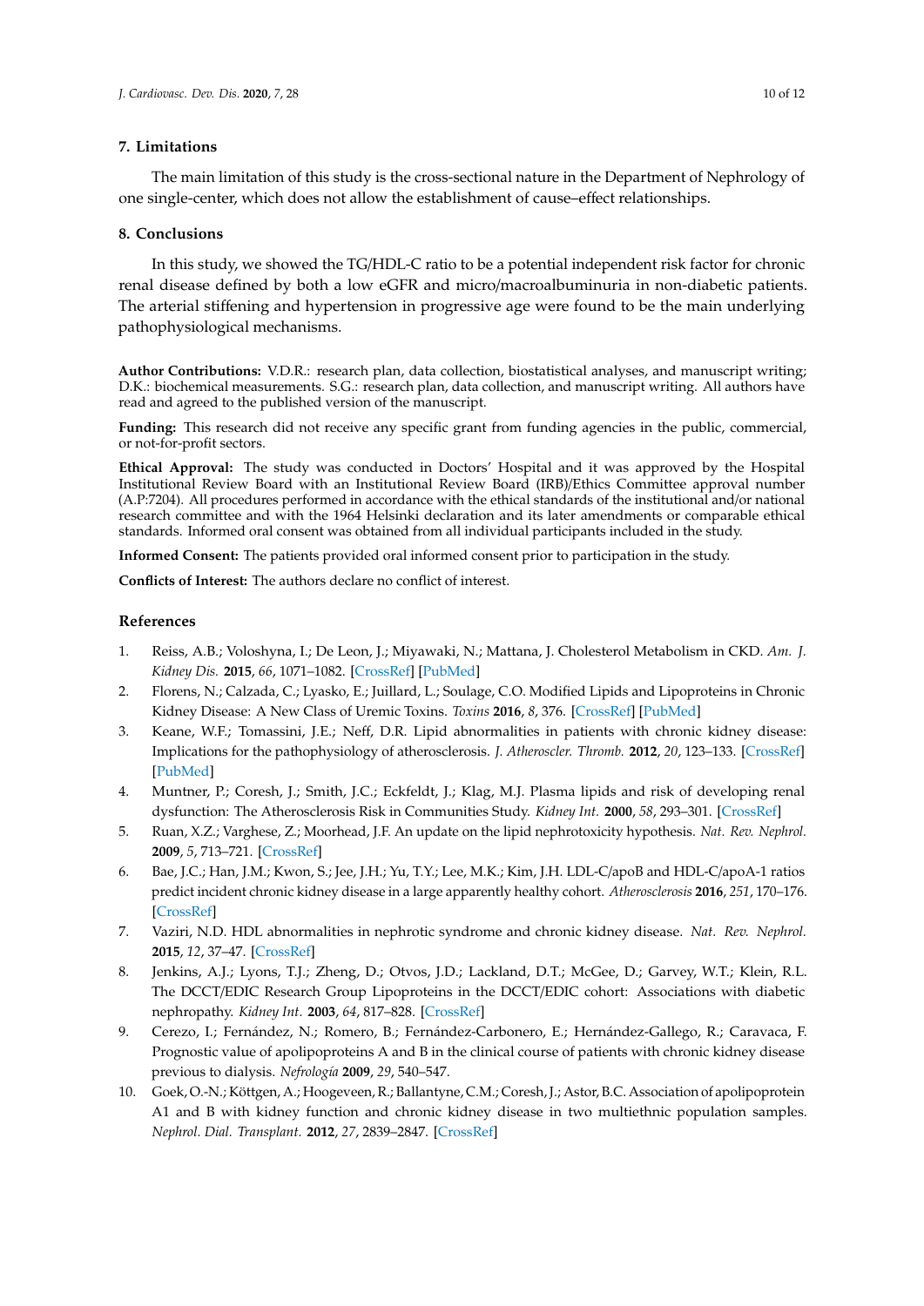## 7. Limitations

The main limitation of this study is the cross-sectional nature in the Department of Nephrology of one single-center, which does not allow the establishment of cause–effect relationships.

## 8. Conclusions

In this study, we showed the TG/HDL-C ratio to be a potential independent risk factor for chronic renal disease defined by both a low eGFR and micro/macroalbuminuria in non-diabetic patients. The arterial stiffening and hypertension in progressive age were found to be the main underlying pathophysiological mechanisms.

**Author Contributions:** V.D.R.: research plan, data collection, biostatistical analyses, and manuscript writing; D.K.: biochemical measurements. S.G.: research plan, data collection, and manuscript writing. All authors have read and agreed to the published version of the manuscript.

**Funding:** This research did not receive any specific grant from funding agencies in the public, commercial, or not-for-profit sectors.

**Ethical Approval:** The study was conducted in Doctors' Hospital and it was approved by the Hospital Institutional Review Board with an Institutional Review Board (IRB)/Ethics Committee approval number (A.P:7204). All procedures performed in accordance with the ethical standards of the institutional and/or national research committee and with the 1964 Helsinki declaration and its later amendments or comparable ethical standards. Informed oral consent was obtained from all individual participants included in the study.

**Informed Consent:** The patients provided oral informed consent prior to participation in the study.

**Conflicts of Interest:** The authors declare no conflict of interest.

## References

1. Reiss, A.B.; Voloshyna, I.; De Leon, J.; Miyawaki, N.; Mattana, J. Cholesterol Metabolism in CKD. *Am. J. Kidney Dis.* **2015**, *66*, 1071–1082. [CrossRef] [PubMed]
2. Florens, N.; Calzada, C.; Lyasko, E.; Juillard, L.; Soulage, C.O. Modified Lipids and Lipoproteins in Chronic Kidney Disease: A New Class of Uremic Toxins. *Toxins* **2016**, *8*, 376. [CrossRef] [PubMed]
3. Keane, W.F.; Tomassini, J.E.; Neff, D.R. Lipid abnormalities in patients with chronic kidney disease: Implications for the pathophysiology of atherosclerosis. *J. Atheroscler. Thromb.* **2012**, *20*, 123–133. [CrossRef] [PubMed]
4. Muntner, P.; Coresh, J.; Smith, J.C.; Eckfeldt, J.; Klag, M.J. Plasma lipids and risk of developing renal dysfunction: The Atherosclerosis Risk in Communities Study. *Kidney Int.* **2000**, *58*, 293–301. [CrossRef]
5. Ruan, X.Z.; Varghese, Z.; Moorhead, J.F. An update on the lipid nephrotoxicity hypothesis. *Nat. Rev. Nephrol.* **2009**, *5*, 713–721. [CrossRef]
6. Bae, J.C.; Han, J.M.; Kwon, S.; Jee, J.H.; Yu, T.Y.; Lee, M.K.; Kim, J.H. LDL-C/apoB and HDL-C/apoA-1 ratios predict incident chronic kidney disease in a large apparently healthy cohort. *Atherosclerosis* **2016**, *251*, 170–176. [CrossRef]
7. Vaziri, N.D. HDL abnormalities in nephrotic syndrome and chronic kidney disease. *Nat. Rev. Nephrol.* **2015**, *12*, 37–47. [CrossRef]
8. Jenkins, A.J.; Lyons, T.J.; Zheng, D.; Otvos, J.D.; Lackland, D.T.; McGee, D.; Garvey, W.T.; Klein, R.L. The DCCT/EDIC Research Group Lipoproteins in the DCCT/EDIC cohort: Associations with diabetic nephropathy. *Kidney Int.* **2003**, *64*, 817–828. [CrossRef]
9. Cerezo, I.; Fernández, N.; Romero, B.; Fernández-Carbonero, E.; Hernández-Gallego, R.; Caravaca, F. Prognostic value of apolipoproteins A and B in the clinical course of patients with chronic kidney disease previous to dialysis. *Nefrología* **2009**, *29*, 540–547.
10. Goek, O.-N.; Köttgen, A.; Hoogeveen, R.; Ballantyne, C.M.; Coresh, J.; Astor, B.C. Association of apolipoprotein A1 and B with kidney function and chronic kidney disease in two multiethnic population samples. *Nephrol. Dial. Transplant.* **2012**, *27*, 2839–2847. [CrossRef]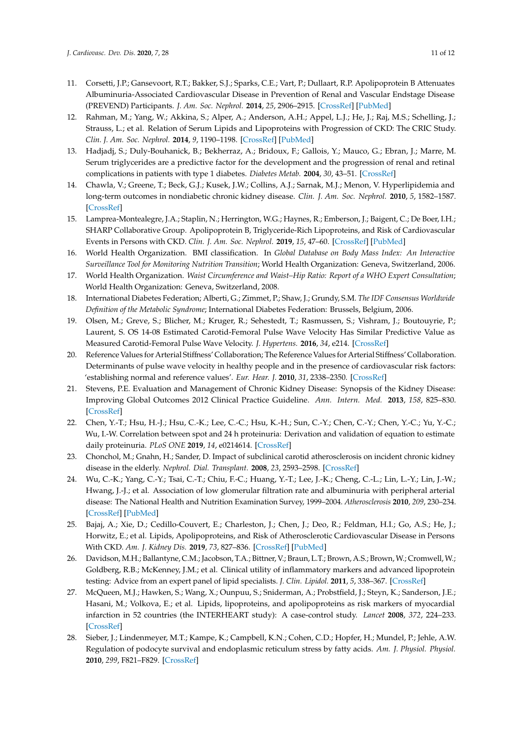11. Corsetti, J.P.; Gansevoort, R.T.; Bakker, S.J.; Sparks, C.E.; Vart, P.; Dullaart, R.P. Apolipoprotein B Attenuates Albuminuria-Associated Cardiovascular Disease in Prevention of Renal and Vascular Endstage Disease (PREVEND) Participants. *J. Am. Soc. Nephrol.* **2014**, *25*, 2906–2915. [CrossRef] [PubMed]
12. Rahman, M.; Yang, W.; Akkina, S.; Alper, A.; Anderson, A.H.; Appel, L.J.; He, J.; Raj, M.S.; Schelling, J.; Strauss, L.; et al. Relation of Serum Lipids and Lipoproteins with Progression of CKD: The CRIC Study. *Clin. J. Am. Soc. Nephrol.* **2014**, *9*, 1190–1198. [CrossRef] [PubMed]
13. Hadjadj, S.; Duly-Bouhanick, B.; Bekherraz, A.; Bridoux, F.; Gallois, Y.; Mauco, G.; Ebran, J.; Marre, M. Serum triglycerides are a predictive factor for the development and the progression of renal and retinal complications in patients with type 1 diabetes. *Diabetes Metab.* **2004**, *30*, 43–51. [CrossRef]
14. Chawla, V.; Greene, T.; Beck, G.J.; Kusek, J.W.; Collins, A.J.; Sarnak, M.J.; Menon, V. Hyperlipidemia and long-term outcomes in nondiabetic chronic kidney disease. *Clin. J. Am. Soc. Nephrol.* **2010**, *5*, 1582–1587. [CrossRef]
15. Lamprea-Montealegre, J.A.; Staplin, N.; Herrington, W.G.; Haynes, R.; Emberson, J.; Baigent, C.; De Boer, I.H.; SHARP Collaborative Group. Apolipoprotein B, Triglyceride-Rich Lipoproteins, and Risk of Cardiovascular Events in Persons with CKD. *Clin. J. Am. Soc. Nephrol.* **2019**, *15*, 47–60. [CrossRef] [PubMed]
16. World Health Organization. BMI classification. In *Global Database on Body Mass Index: An Interactive Surveillance Tool for Monitoring Nutrition Transition*; World Health Organization: Geneva, Switzerland, 2006.
17. World Health Organization. *Waist Circumference and Waist–Hip Ratio: Report of a WHO Expert Consultation*; World Health Organization: Geneva, Switzerland, 2008.
18. International Diabetes Federation; Alberti, G.; Zimmet, P.; Shaw, J.; Grundy, S.M. *The IDF Consensus Worldwide Definition of the Metabolic Syndrome*; International Diabetes Federation: Brussels, Belgium, 2006.
19. Olsen, M.; Greve, S.; Blicher, M.; Kruger, R.; Sehestedt, T.; Rasmussen, S.; Vishram, J.; Boutouyrie, P.; Laurent, S. OS 14-08 Estimated Carotid-Femoral Pulse Wave Velocity Has Similar Predictive Value as Measured Carotid-Femoral Pulse Wave Velocity. *J. Hypertens.* **2016**, *34*, e214. [CrossRef]
20. Reference Values for Arterial Stiffness' Collaboration; The Reference Values for Arterial Stiffness' Collaboration. Determinants of pulse wave velocity in healthy people and in the presence of cardiovascular risk factors: 'establishing normal and reference values'. *Eur. Hear. J.* **2010**, *31*, 2338–2350. [CrossRef]
21. Stevens, P.E. Evaluation and Management of Chronic Kidney Disease: Synopsis of the Kidney Disease: Improving Global Outcomes 2012 Clinical Practice Guideline. *Ann. Intern. Med.* **2013**, *158*, 825–830. [CrossRef]
22. Chen, Y.-T.; Hsu, H.-J.; Hsu, C.-K.; Lee, C.-C.; Hsu, K.-H.; Sun, C.-Y.; Chen, C.-Y.; Chen, Y.-C.; Yu, Y.-C.; Wu, I.-W. Correlation between spot and 24 h proteinuria: Derivation and validation of equation to estimate daily proteinuria. *PLoS ONE* **2019**, *14*, e0214614. [CrossRef]
23. Chonchol, M.; Gnahn, H.; Sander, D. Impact of subclinical carotid atherosclerosis on incident chronic kidney disease in the elderly. *Nephrol. Dial. Transplant.* **2008**, *23*, 2593–2598. [CrossRef]
24. Wu, C.-K.; Yang, C.-Y.; Tsai, C.-T.; Chiu, F.-C.; Huang, Y.-T.; Lee, J.-K.; Cheng, C.-L.; Lin, L.-Y.; Lin, J.-W.; Hwang, J.-J.; et al. Association of low glomerular filtration rate and albuminuria with peripheral arterial disease: The National Health and Nutrition Examination Survey, 1999–2004. *Atherosclerosis* **2010**, *209*, 230–234. [CrossRef] [PubMed]
25. Bajaj, A.; Xie, D.; Cedillo-Couvert, E.; Charleston, J.; Chen, J.; Deo, R.; Feldman, H.I.; Go, A.S.; He, J.; Horwitz, E.; et al. Lipids, Apolipoproteins, and Risk of Atherosclerotic Cardiovascular Disease in Persons With CKD. *Am. J. Kidney Dis.* **2019**, *73*, 827–836. [CrossRef] [PubMed]
26. Davidson, M.H.; Ballantyne, C.M.; Jacobson, T.A.; Bittner, V.; Braun, L.T.; Brown, A.S.; Brown, W.; Cromwell, W.; Goldberg, R.B.; McKenney, J.M.; et al. Clinical utility of inflammatory markers and advanced lipoprotein testing: Advice from an expert panel of lipid specialists. *J. Clin. Lipidol.* **2011**, *5*, 338–367. [CrossRef]
27. McQueen, M.J.; Hawken, S.; Wang, X.; Ounpuu, S.; Sniderman, A.; Probstfield, J.; Steyn, K.; Sanderson, J.E.; Hasani, M.; Volkova, E.; et al. Lipids, lipoproteins, and apolipoproteins as risk markers of myocardial infarction in 52 countries (the INTERHEART study): A case-control study. *Lancet* **2008**, *372*, 224–233. [CrossRef]
28. Sieber, J.; Lindenmeyer, M.T.; Kampe, K.; Campbell, K.N.; Cohen, C.D.; Hopfer, H.; Mundel, P.; Jehle, A.W. Regulation of podocyte survival and endoplasmic reticulum stress by fatty acids. *Am. J. Physiol. Physiol.* **2010**, *299*, F821–F829. [CrossRef]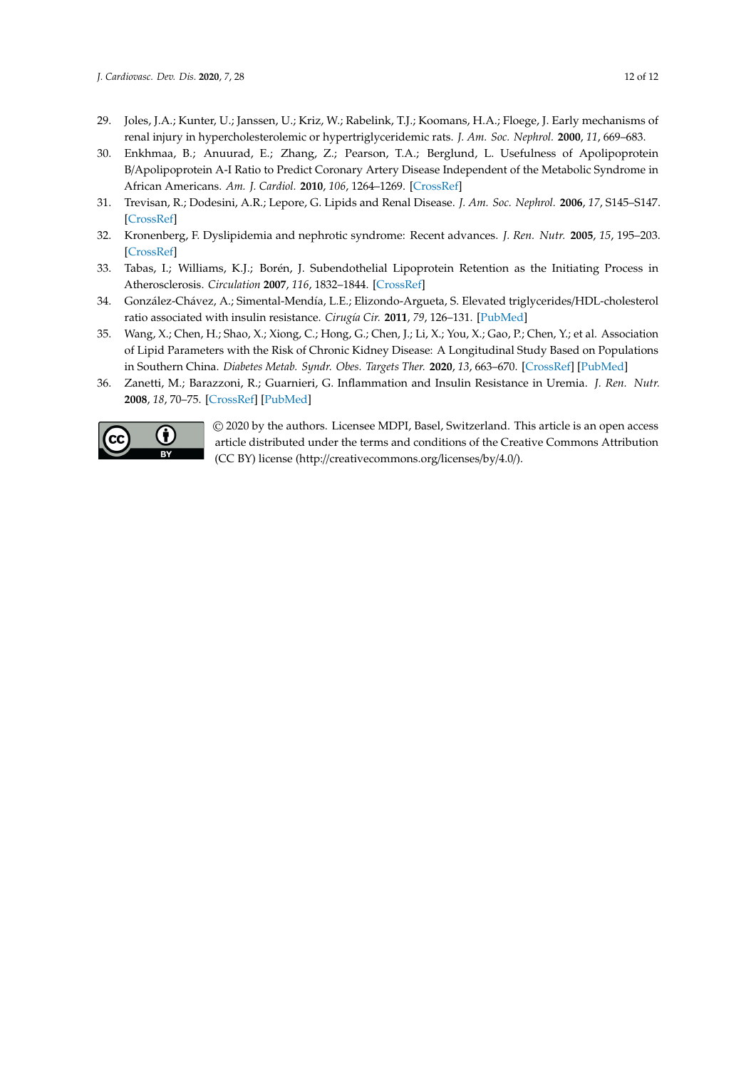29. Joles, J.A.; Kunter, U.; Janssen, U.; Kriz, W.; Rabelink, T.J.; Koomans, H.A.; Floege, J. Early mechanisms of renal injury in hypercholesterolemic or hypertriglyceridemic rats. *J. Am. Soc. Nephrol.* **2000**, *11*, 669–683.
30. Enkhmaa, B.; Anuurad, E.; Zhang, Z.; Pearson, T.A.; Berglund, L. Usefulness of Apolipoprotein B/Apolipoprotein A-I Ratio to Predict Coronary Artery Disease Independent of the Metabolic Syndrome in African Americans. *Am. J. Cardiol.* **2010**, *106*, 1264–1269. [CrossRef]
31. Trevisan, R.; Dodesini, A.R.; Lepore, G. Lipids and Renal Disease. *J. Am. Soc. Nephrol.* **2006**, *17*, S145–S147. [CrossRef]
32. Kronenberg, F. Dyslipidemia and nephrotic syndrome: Recent advances. *J. Ren. Nutr.* **2005**, *15*, 195–203. [CrossRef]
33. Tabas, I.; Williams, K.J.; Borén, J. Subendothelial Lipoprotein Retention as the Initiating Process in Atherosclerosis. *Circulation* **2007**, *116*, 1832–1844. [CrossRef]
34. González-Chávez, A.; Simental-Mendía, L.E.; Elizondo-Argueta, S. Elevated triglycerides/HDL-cholesterol ratio associated with insulin resistance. *Cirugía Cir.* **2011**, *79*, 126–131. [PubMed]
35. Wang, X.; Chen, H.; Shao, X.; Xiong, C.; Hong, G.; Chen, J.; Li, X.; You, X.; Gao, P.; Chen, Y.; et al. Association of Lipid Parameters with the Risk of Chronic Kidney Disease: A Longitudinal Study Based on Populations in Southern China. *Diabetes Metab. Syndr. Obes. Targets Ther.* **2020**, *13*, 663–670. [CrossRef] [PubMed]
36. Zanetti, M.; Barazzoni, R.; Guarnieri, G. Inflammation and Insulin Resistance in Uremia. *J. Ren. Nutr.* **2008**, *18*, 70–75. [CrossRef] [PubMed]

© 2020 by the authors. Licensee MDPI, Basel, Switzerland. This article is an open access article distributed under the terms and conditions of the Creative Commons Attribution (CC BY) license (http://creativecommons.org/licenses/by/4.0/).